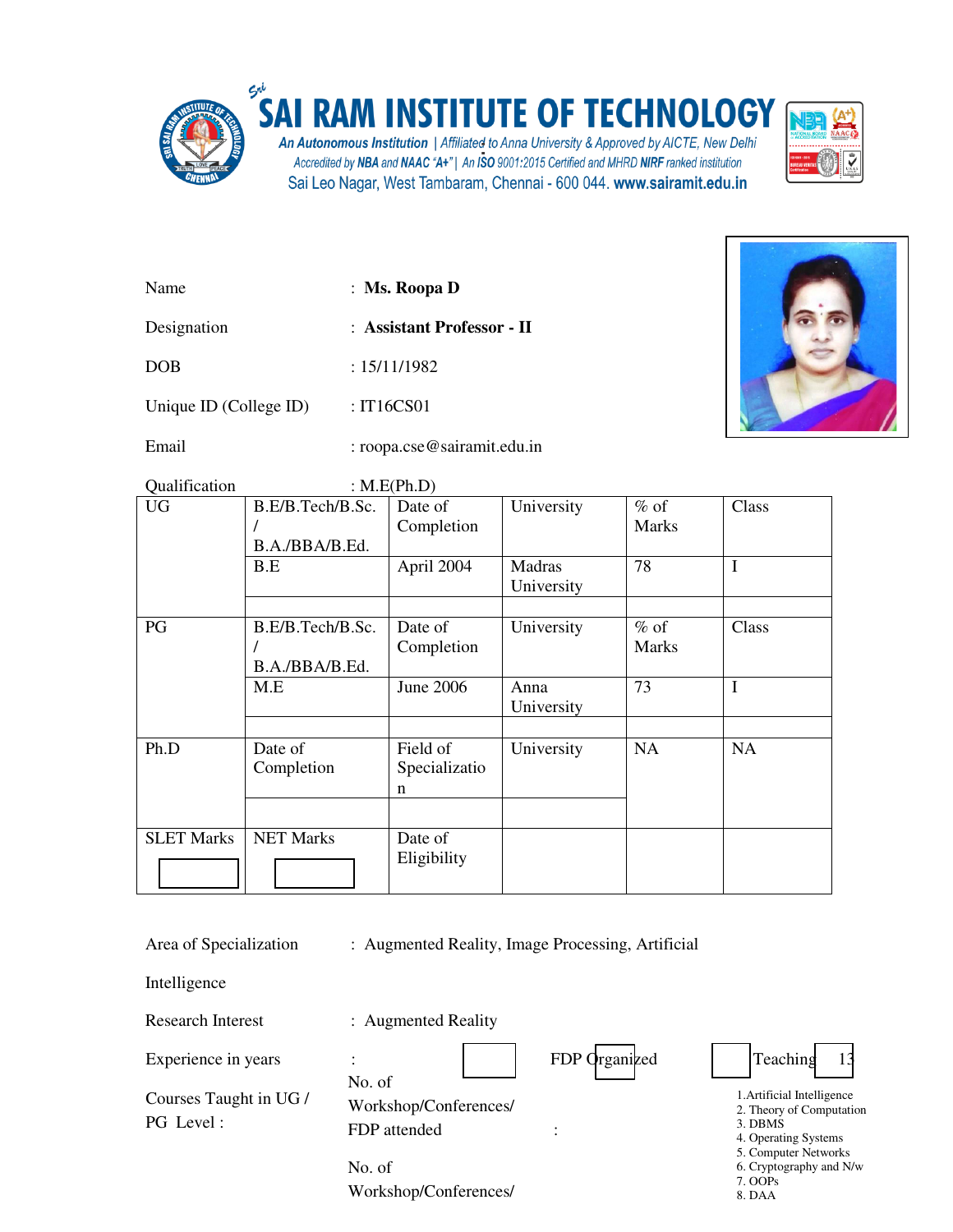# SAI RAM INSTITUTE OF TECHNOLOGY

*An Autonomous Institution | Affiliated to Anna University & Approved by AICTE, New Delhi*
*Accredited by NBA and NAAC "A+" | An ISO 9001:2015 Certified and MHRD NIRF ranked institution*
Sai Leo Nagar, West Tambaram, Chennai - 600 044. www.sairamit.edu.in

Name : **Ms. Roopa D**

Designation : **Assistant Professor - II**

DOB : 15/11/1982

Unique ID (College ID) : IT16CS01

Email : roopa.cse@sairamit.edu.in

Qualification : M.E(Ph.D)

| UG | B.E/B.Tech/B.Sc. / B.A./BBA/B.Ed. | Date of Completion | University | % of Marks | Class |
|---|---|---|---|---|---|
| | B.E | April 2004 | Madras University | 78 | I |
| | | | | | |
| PG | B.E/B.Tech/B.Sc. / B.A./BBA/B.Ed. | Date of Completion | University | % of Marks | Class |
| | M.E | June 2006 | Anna University | 73 | I |
| | | | | | |
| Ph.D | Date of Completion | Field of Specialization | University | NA | NA |
| | | | | | |
| SLET Marks | NET Marks | Date of Eligibility | | | |

Area of Specialization : Augmented Reality, Image Processing, Artificial Intelligence

Research Interest : Augmented Reality

Experience in years : | FDP Organized | | Teaching | 13

Courses Taught in UG / PG Level :

1. Artificial Intelligence
2. Theory of Computation
3. DBMS
4. Operating Systems
5. Computer Networks
6. Cryptography and N/w
7. OOPs
8. DAA

No. of Workshop/Conferences/ FDP attended :

No. of Workshop/Conferences/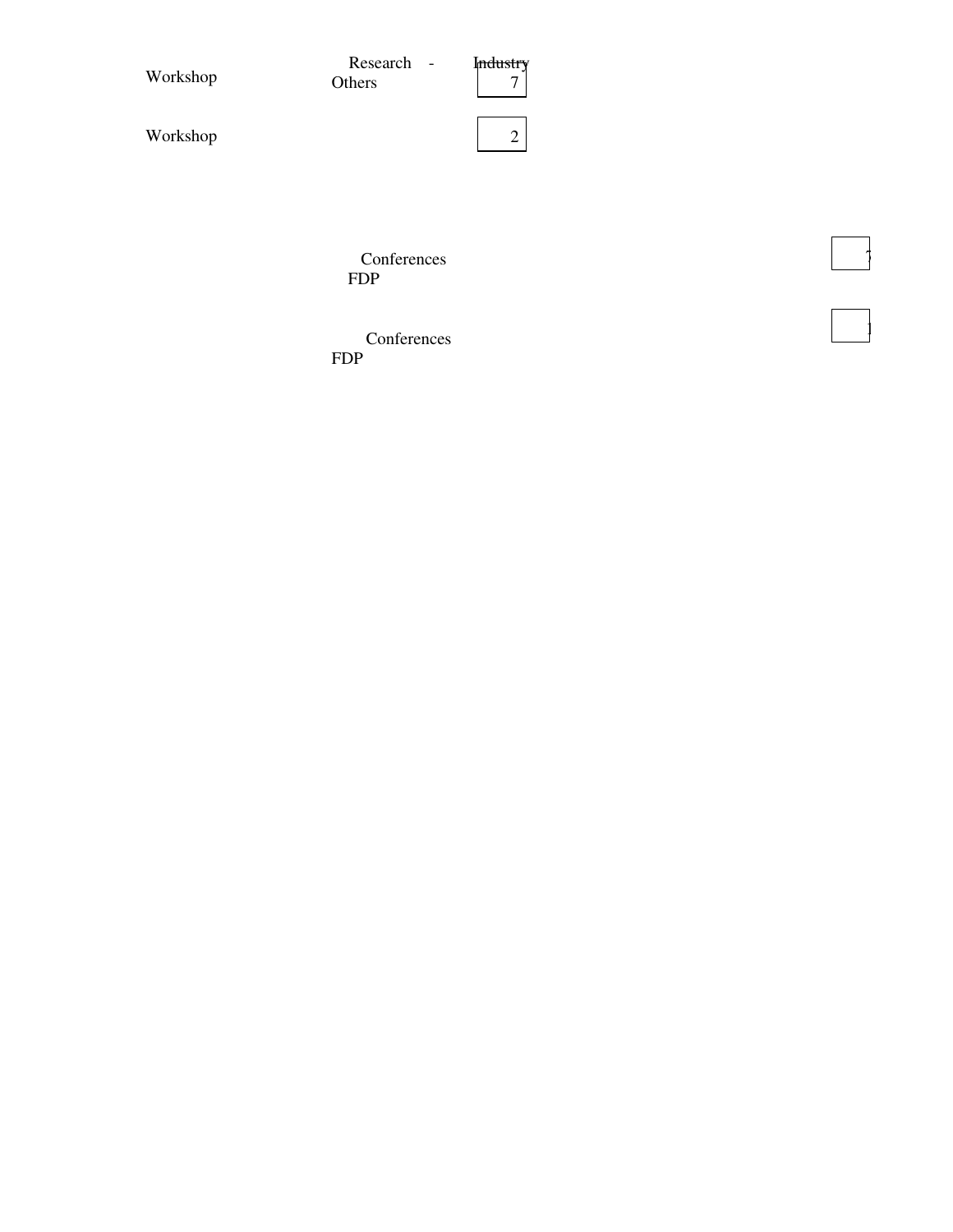| | | |
|---|---|---|
| Workshop | Research - Industry Others | 7 |
| Workshop | | 2 |

| | |
|---|---|
| Conferences FDP | 7 |
| Conferences FDP | 1 |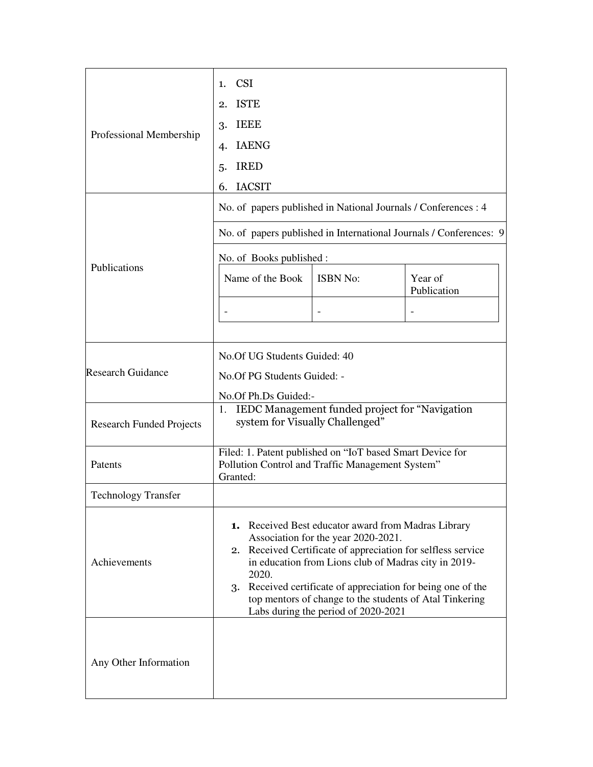| | |
|---|---|
| Professional Membership | 1. CSI<br>2. ISTE<br>3. IEEE<br>4. IAENG<br>5. IRED<br>6. IACSIT |
| Publications | No. of papers published in National Journals / Conferences : 4<br><br>No. of papers published in International Journals / Conferences: 9<br><br>No. of Books published :<br><br>Name of the Book: - ; ISBN No: - ; Year of Publication: - |
| Research Guidance | No.Of UG Students Guided: 40<br>No.Of PG Students Guided: -<br>No.Of Ph.Ds Guided:- |
| Research Funded Projects | 1. IEDC Management funded project for "Navigation system for Visually Challenged" |
| Patents | Filed: 1. Patent published on "IoT based Smart Device for Pollution Control and Traffic Management System"<br>Granted: |
| Technology Transfer | |
| Achievements | 1. Received Best educator award from Madras Library Association for the year 2020-2021.<br>2. Received Certificate of appreciation for selfless service in education from Lions club of Madras city in 2019-2020.<br>3. Received certificate of appreciation for being one of the top mentors of change to the students of Atal Tinkering Labs during the period of 2020-2021 |
| Any Other Information | |